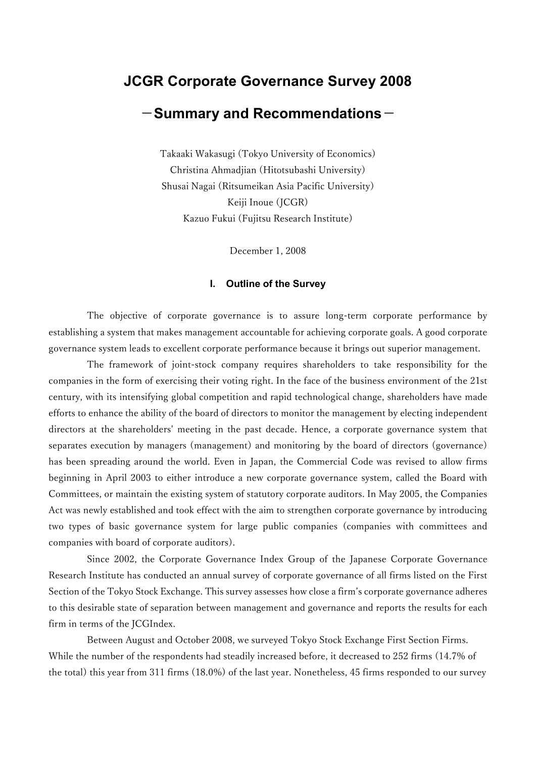# JCGR Corporate Governance Survey 2008

## －Summary and Recommendations－

Takaaki Wakasugi (Tokyo University of Economics)
Christina Ahmadjian (Hitotsubashi University)
Shusai Nagai (Ritsumeikan Asia Pacific University)
Keiji Inoue (JCGR)
Kazuo Fukui (Fujitsu Research Institute)

December 1, 2008

### I. Outline of the Survey

The objective of corporate governance is to assure long-term corporate performance by establishing a system that makes management accountable for achieving corporate goals. A good corporate governance system leads to excellent corporate performance because it brings out superior management.

The framework of joint-stock company requires shareholders to take responsibility for the companies in the form of exercising their voting right. In the face of the business environment of the 21st century, with its intensifying global competition and rapid technological change, shareholders have made efforts to enhance the ability of the board of directors to monitor the management by electing independent directors at the shareholders' meeting in the past decade. Hence, a corporate governance system that separates execution by managers (management) and monitoring by the board of directors (governance) has been spreading around the world. Even in Japan, the Commercial Code was revised to allow firms beginning in April 2003 to either introduce a new corporate governance system, called the Board with Committees, or maintain the existing system of statutory corporate auditors. In May 2005, the Companies Act was newly established and took effect with the aim to strengthen corporate governance by introducing two types of basic governance system for large public companies (companies with committees and companies with board of corporate auditors).

Since 2002, the Corporate Governance Index Group of the Japanese Corporate Governance Research Institute has conducted an annual survey of corporate governance of all firms listed on the First Section of the Tokyo Stock Exchange. This survey assesses how close a firm's corporate governance adheres to this desirable state of separation between management and governance and reports the results for each firm in terms of the JCGIndex.

Between August and October 2008, we surveyed Tokyo Stock Exchange First Section Firms. While the number of the respondents had steadily increased before, it decreased to 252 firms (14.7% of the total) this year from 311 firms (18.0%) of the last year. Nonetheless, 45 firms responded to our survey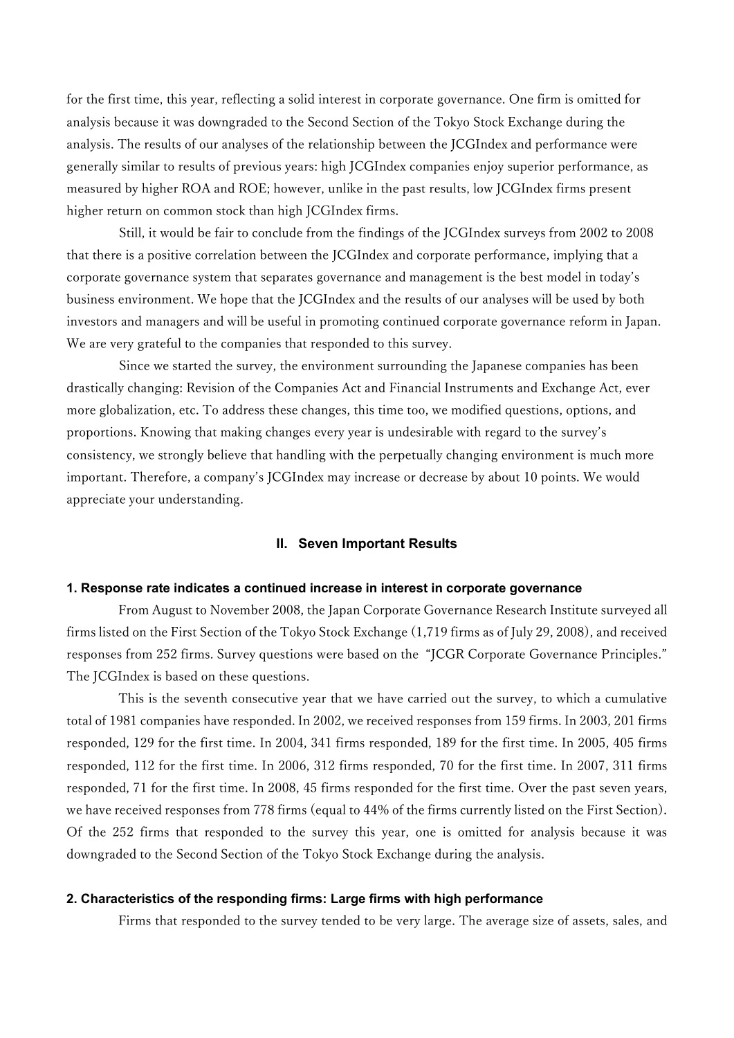for the first time, this year, reflecting a solid interest in corporate governance. One firm is omitted for analysis because it was downgraded to the Second Section of the Tokyo Stock Exchange during the analysis. The results of our analyses of the relationship between the JCGIndex and performance were generally similar to results of previous years: high JCGIndex companies enjoy superior performance, as measured by higher ROA and ROE; however, unlike in the past results, low JCGIndex firms present higher return on common stock than high JCGIndex firms.

Still, it would be fair to conclude from the findings of the JCGIndex surveys from 2002 to 2008 that there is a positive correlation between the JCGIndex and corporate performance, implying that a corporate governance system that separates governance and management is the best model in today's business environment. We hope that the JCGIndex and the results of our analyses will be used by both investors and managers and will be useful in promoting continued corporate governance reform in Japan. We are very grateful to the companies that responded to this survey.

Since we started the survey, the environment surrounding the Japanese companies has been drastically changing: Revision of the Companies Act and Financial Instruments and Exchange Act, ever more globalization, etc. To address these changes, this time too, we modified questions, options, and proportions. Knowing that making changes every year is undesirable with regard to the survey's consistency, we strongly believe that handling with the perpetually changing environment is much more important. Therefore, a company's JCGIndex may increase or decrease by about 10 points. We would appreciate your understanding.

## II. Seven Important Results

### 1. Response rate indicates a continued increase in interest in corporate governance

From August to November 2008, the Japan Corporate Governance Research Institute surveyed all firms listed on the First Section of the Tokyo Stock Exchange (1,719 firms as of July 29, 2008), and received responses from 252 firms. Survey questions were based on the "JCGR Corporate Governance Principles." The JCGIndex is based on these questions.

This is the seventh consecutive year that we have carried out the survey, to which a cumulative total of 1981 companies have responded. In 2002, we received responses from 159 firms. In 2003, 201 firms responded, 129 for the first time. In 2004, 341 firms responded, 189 for the first time. In 2005, 405 firms responded, 112 for the first time. In 2006, 312 firms responded, 70 for the first time. In 2007, 311 firms responded, 71 for the first time. In 2008, 45 firms responded for the first time. Over the past seven years, we have received responses from 778 firms (equal to 44% of the firms currently listed on the First Section). Of the 252 firms that responded to the survey this year, one is omitted for analysis because it was downgraded to the Second Section of the Tokyo Stock Exchange during the analysis.

### 2. Characteristics of the responding firms: Large firms with high performance

Firms that responded to the survey tended to be very large. The average size of assets, sales, and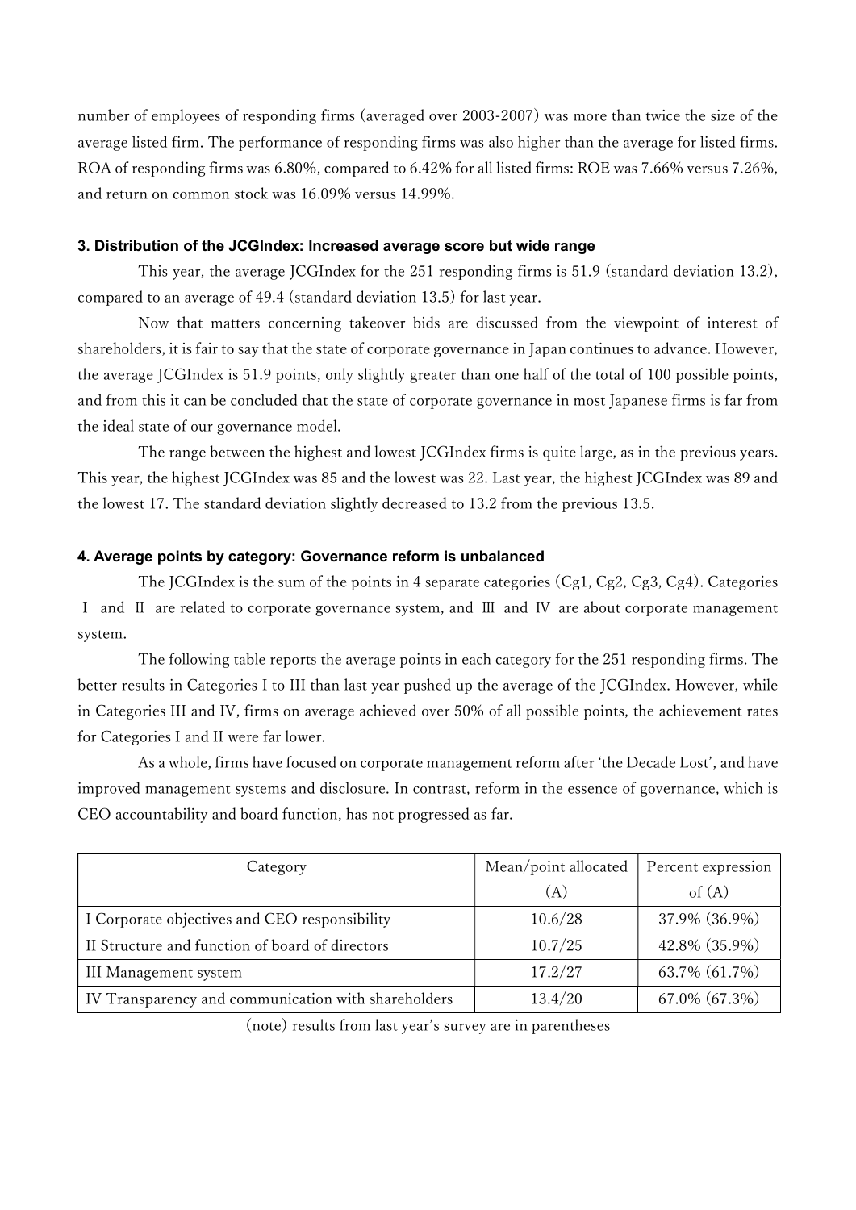number of employees of responding firms (averaged over 2003-2007) was more than twice the size of the average listed firm. The performance of responding firms was also higher than the average for listed firms. ROA of responding firms was 6.80%, compared to 6.42% for all listed firms: ROE was 7.66% versus 7.26%, and return on common stock was 16.09% versus 14.99%.

### 3. Distribution of the JCGIndex: Increased average score but wide range

This year, the average JCGIndex for the 251 responding firms is 51.9 (standard deviation 13.2), compared to an average of 49.4 (standard deviation 13.5) for last year.

Now that matters concerning takeover bids are discussed from the viewpoint of interest of shareholders, it is fair to say that the state of corporate governance in Japan continues to advance. However, the average JCGIndex is 51.9 points, only slightly greater than one half of the total of 100 possible points, and from this it can be concluded that the state of corporate governance in most Japanese firms is far from the ideal state of our governance model.

The range between the highest and lowest JCGIndex firms is quite large, as in the previous years. This year, the highest JCGIndex was 85 and the lowest was 22. Last year, the highest JCGIndex was 89 and the lowest 17. The standard deviation slightly decreased to 13.2 from the previous 13.5.

### 4. Average points by category: Governance reform is unbalanced

The JCGIndex is the sum of the points in 4 separate categories (Cg1, Cg2, Cg3, Cg4). Categories Ⅰ and Ⅱ are related to corporate governance system, and Ⅲ and Ⅳ are about corporate management system.

The following table reports the average points in each category for the 251 responding firms. The better results in Categories I to III than last year pushed up the average of the JCGIndex. However, while in Categories III and IV, firms on average achieved over 50% of all possible points, the achievement rates for Categories I and II were far lower.

As a whole, firms have focused on corporate management reform after 'the Decade Lost', and have improved management systems and disclosure. In contrast, reform in the essence of governance, which is CEO accountability and board function, has not progressed as far.

| Category | Mean/point allocated (A) | Percent expression of (A) |
|---|---|---|
| I Corporate objectives and CEO responsibility | 10.6/28 | 37.9% (36.9%) |
| II Structure and function of board of directors | 10.7/25 | 42.8% (35.9%) |
| III Management system | 17.2/27 | 63.7% (61.7%) |
| IV Transparency and communication with shareholders | 13.4/20 | 67.0% (67.3%) |

(note) results from last year's survey are in parentheses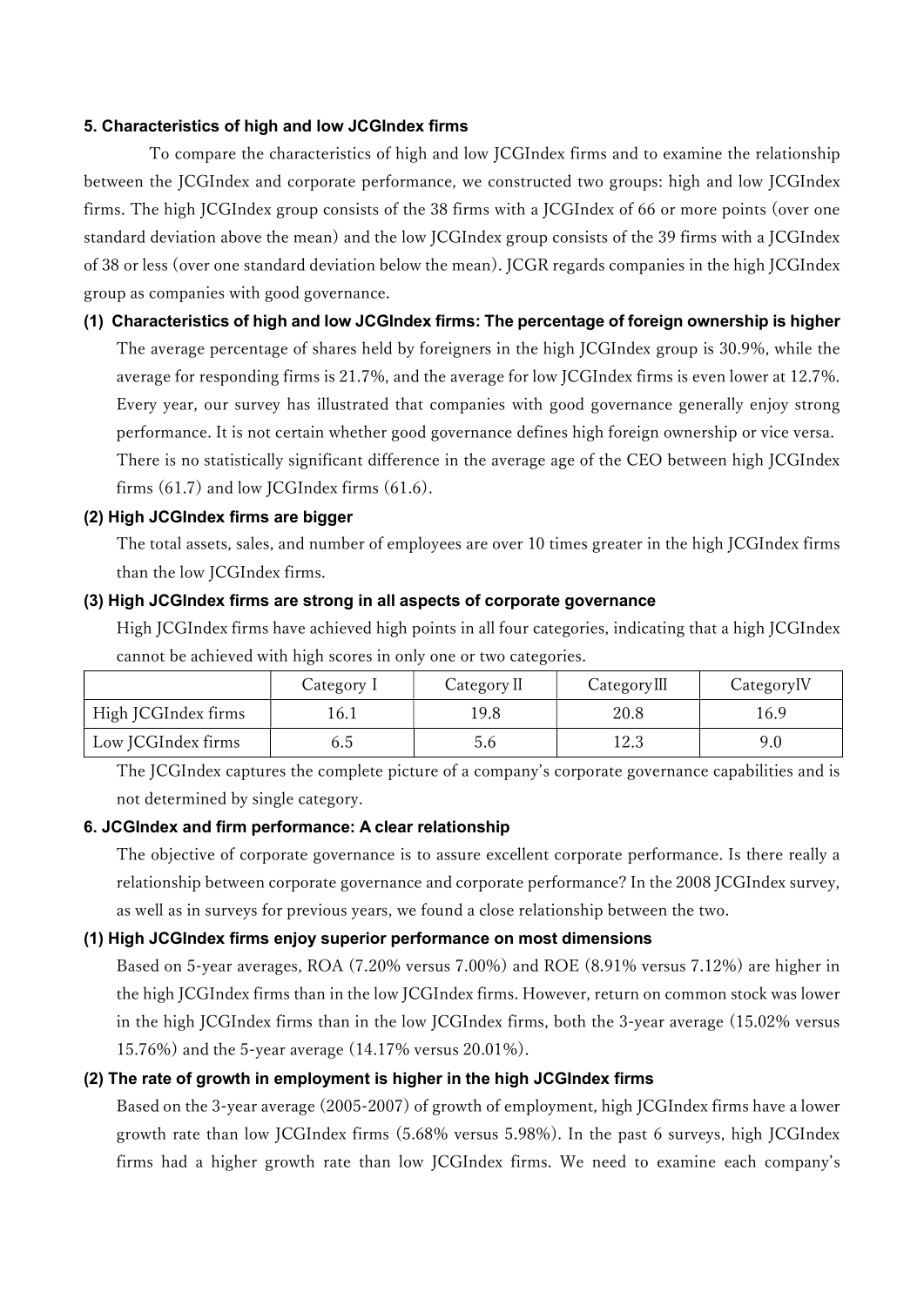### 5. Characteristics of high and low JCGIndex firms

To compare the characteristics of high and low JCGIndex firms and to examine the relationship between the JCGIndex and corporate performance, we constructed two groups: high and low JCGIndex firms. The high JCGIndex group consists of the 38 firms with a JCGIndex of 66 or more points (over one standard deviation above the mean) and the low JCGIndex group consists of the 39 firms with a JCGIndex of 38 or less (over one standard deviation below the mean). JCGR regards companies in the high JCGIndex group as companies with good governance.

#### (1) Characteristics of high and low JCGIndex firms: The percentage of foreign ownership is higher

The average percentage of shares held by foreigners in the high JCGIndex group is 30.9%, while the average for responding firms is 21.7%, and the average for low JCGIndex firms is even lower at 12.7%. Every year, our survey has illustrated that companies with good governance generally enjoy strong performance. It is not certain whether good governance defines high foreign ownership or vice versa.

There is no statistically significant difference in the average age of the CEO between high JCGIndex firms (61.7) and low JCGIndex firms (61.6).

#### (2) High JCGIndex firms are bigger

The total assets, sales, and number of employees are over 10 times greater in the high JCGIndex firms than the low JCGIndex firms.

#### (3) High JCGIndex firms are strong in all aspects of corporate governance

High JCGIndex firms have achieved high points in all four categories, indicating that a high JCGIndex cannot be achieved with high scores in only one or two categories.

| | Category I | Category II | Category III | Category IV |
|---|---|---|---|---|
| High JCGIndex firms | 16.1 | 19.8 | 20.8 | 16.9 |
| Low JCGIndex firms | 6.5 | 5.6 | 12.3 | 9.0 |

The JCGIndex captures the complete picture of a company's corporate governance capabilities and is not determined by single category.

### 6. JCGIndex and firm performance: A clear relationship

The objective of corporate governance is to assure excellent corporate performance. Is there really a relationship between corporate governance and corporate performance? In the 2008 JCGIndex survey, as well as in surveys for previous years, we found a close relationship between the two.

#### (1) High JCGIndex firms enjoy superior performance on most dimensions

Based on 5-year averages, ROA (7.20% versus 7.00%) and ROE (8.91% versus 7.12%) are higher in the high JCGIndex firms than in the low JCGIndex firms. However, return on common stock was lower in the high JCGIndex firms than in the low JCGIndex firms, both the 3-year average (15.02% versus 15.76%) and the 5-year average (14.17% versus 20.01%).

#### (2) The rate of growth in employment is higher in the high JCGIndex firms

Based on the 3-year average (2005-2007) of growth of employment, high JCGIndex firms have a lower growth rate than low JCGIndex firms (5.68% versus 5.98%). In the past 6 surveys, high JCGIndex firms had a higher growth rate than low JCGIndex firms. We need to examine each company's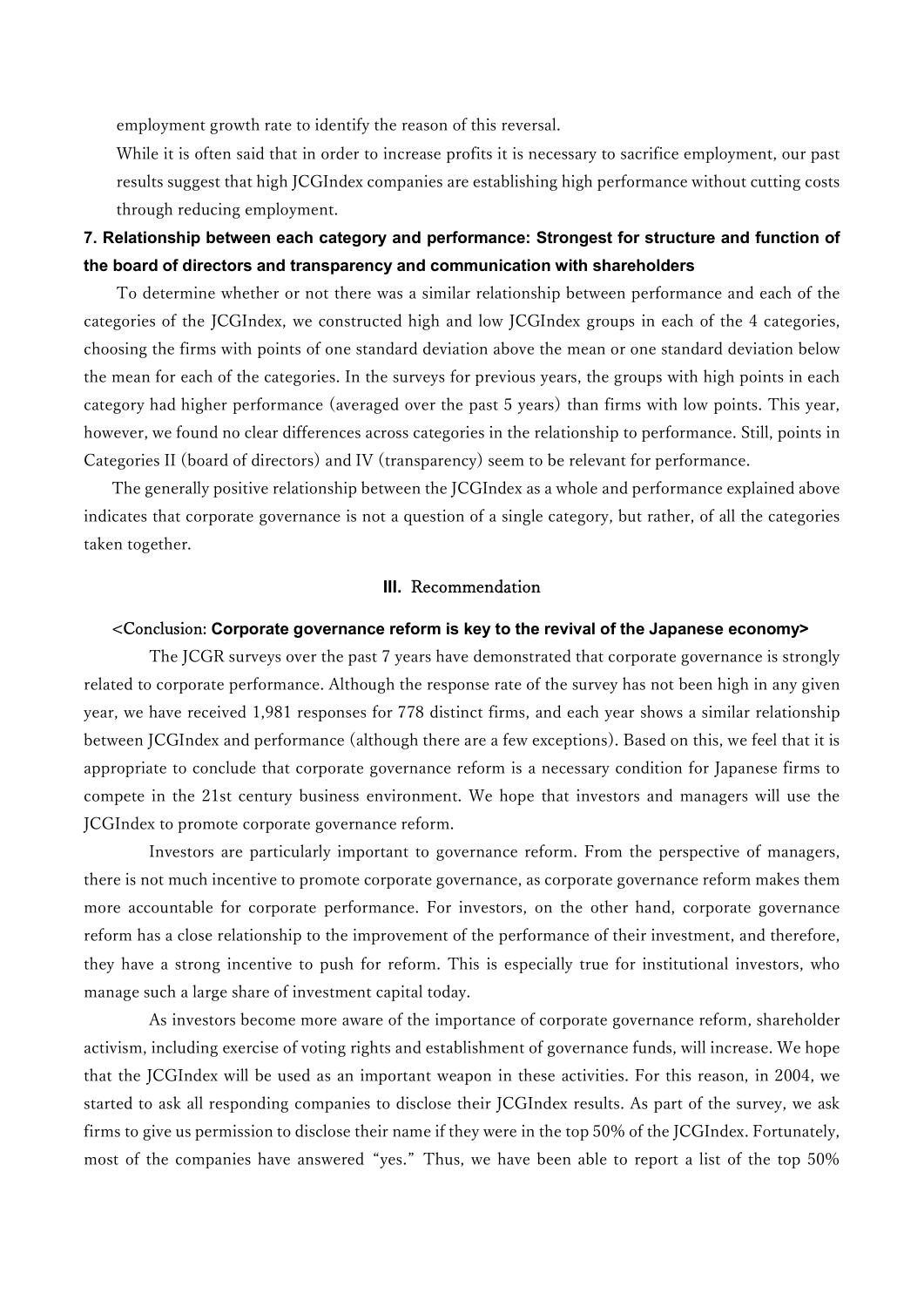employment growth rate to identify the reason of this reversal.

While it is often said that in order to increase profits it is necessary to sacrifice employment, our past results suggest that high JCGIndex companies are establishing high performance without cutting costs through reducing employment.

**7. Relationship between each category and performance: Strongest for structure and function of the board of directors and transparency and communication with shareholders**

To determine whether or not there was a similar relationship between performance and each of the categories of the JCGIndex, we constructed high and low JCGIndex groups in each of the 4 categories, choosing the firms with points of one standard deviation above the mean or one standard deviation below the mean for each of the categories. In the surveys for previous years, the groups with high points in each category had higher performance (averaged over the past 5 years) than firms with low points. This year, however, we found no clear differences across categories in the relationship to performance. Still, points in Categories II (board of directors) and IV (transparency) seem to be relevant for performance.

The generally positive relationship between the JCGIndex as a whole and performance explained above indicates that corporate governance is not a question of a single category, but rather, of all the categories taken together.

## III. Recommendation

### <Conclusion: **Corporate governance reform is key to the revival of the Japanese economy**>

The JCGR surveys over the past 7 years have demonstrated that corporate governance is strongly related to corporate performance. Although the response rate of the survey has not been high in any given year, we have received 1,981 responses for 778 distinct firms, and each year shows a similar relationship between JCGIndex and performance (although there are a few exceptions). Based on this, we feel that it is appropriate to conclude that corporate governance reform is a necessary condition for Japanese firms to compete in the 21st century business environment. We hope that investors and managers will use the JCGIndex to promote corporate governance reform.

Investors are particularly important to governance reform. From the perspective of managers, there is not much incentive to promote corporate governance, as corporate governance reform makes them more accountable for corporate performance. For investors, on the other hand, corporate governance reform has a close relationship to the improvement of the performance of their investment, and therefore, they have a strong incentive to push for reform. This is especially true for institutional investors, who manage such a large share of investment capital today.

As investors become more aware of the importance of corporate governance reform, shareholder activism, including exercise of voting rights and establishment of governance funds, will increase. We hope that the JCGIndex will be used as an important weapon in these activities. For this reason, in 2004, we started to ask all responding companies to disclose their JCGIndex results. As part of the survey, we ask firms to give us permission to disclose their name if they were in the top 50% of the JCGIndex. Fortunately, most of the companies have answered "yes." Thus, we have been able to report a list of the top 50%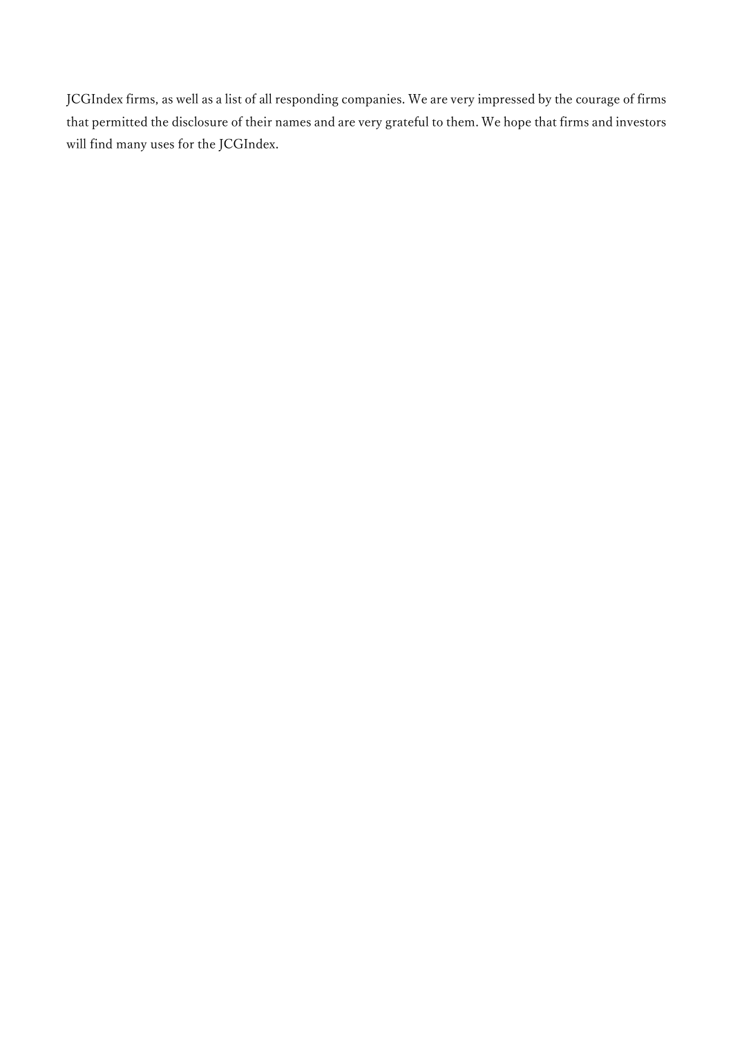JCGIndex firms, as well as a list of all responding companies. We are very impressed by the courage of firms that permitted the disclosure of their names and are very grateful to them. We hope that firms and investors will find many uses for the JCGIndex.